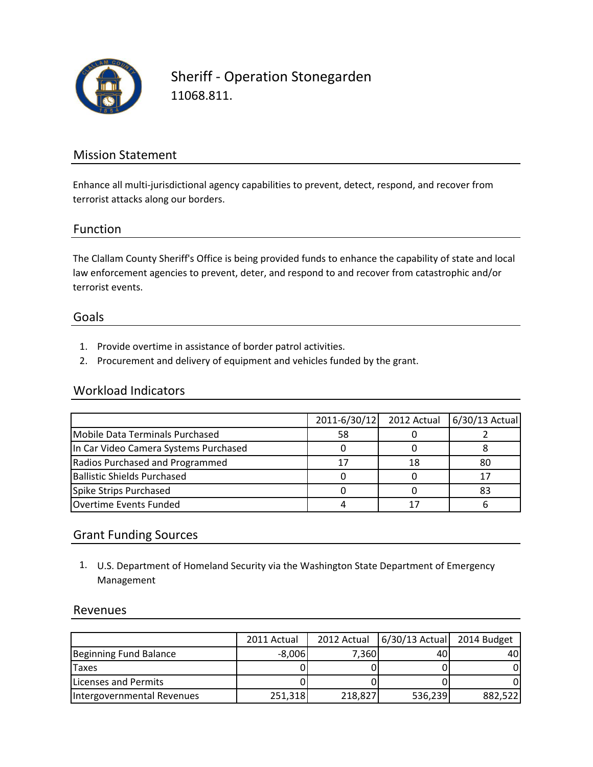# Sheriff - Operation Stonegarden

11068.811.

## Mission Statement

Enhance all multi-jurisdictional agency capabilities to prevent, detect, respond, and recover from terrorist attacks along our borders.

## Function

The Clallam County Sheriff's Office is being provided funds to enhance the capability of state and local law enforcement agencies to prevent, deter, and respond to and recover from catastrophic and/or terrorist events.

## Goals

1. Provide overtime in assistance of border patrol activities.
2. Procurement and delivery of equipment and vehicles funded by the grant.

## Workload Indicators

| | 2011-6/30/12 | 2012 Actual | 6/30/13 Actual |
|---|---|---|---|
| Mobile Data Terminals Purchased | 58 | 0 | 2 |
| In Car Video Camera Systems Purchased | 0 | 0 | 8 |
| Radios Purchased and Programmed | 17 | 18 | 80 |
| Ballistic Shields Purchased | 0 | 0 | 17 |
| Spike Strips Purchased | 0 | 0 | 83 |
| Overtime Events Funded | 4 | 17 | 6 |

## Grant Funding Sources

1. U.S. Department of Homeland Security via the Washington State Department of Emergency Management

## Revenues

| | 2011 Actual | 2012 Actual | 6/30/13 Actual | 2014 Budget |
|---|---|---|---|---|
| Beginning Fund Balance | -8,006 | 7,360 | 40 | 40 |
| Taxes | 0 | 0 | 0 | 0 |
| Licenses and Permits | 0 | 0 | 0 | 0 |
| Intergovernmental Revenues | 251,318 | 218,827 | 536,239 | 882,522 |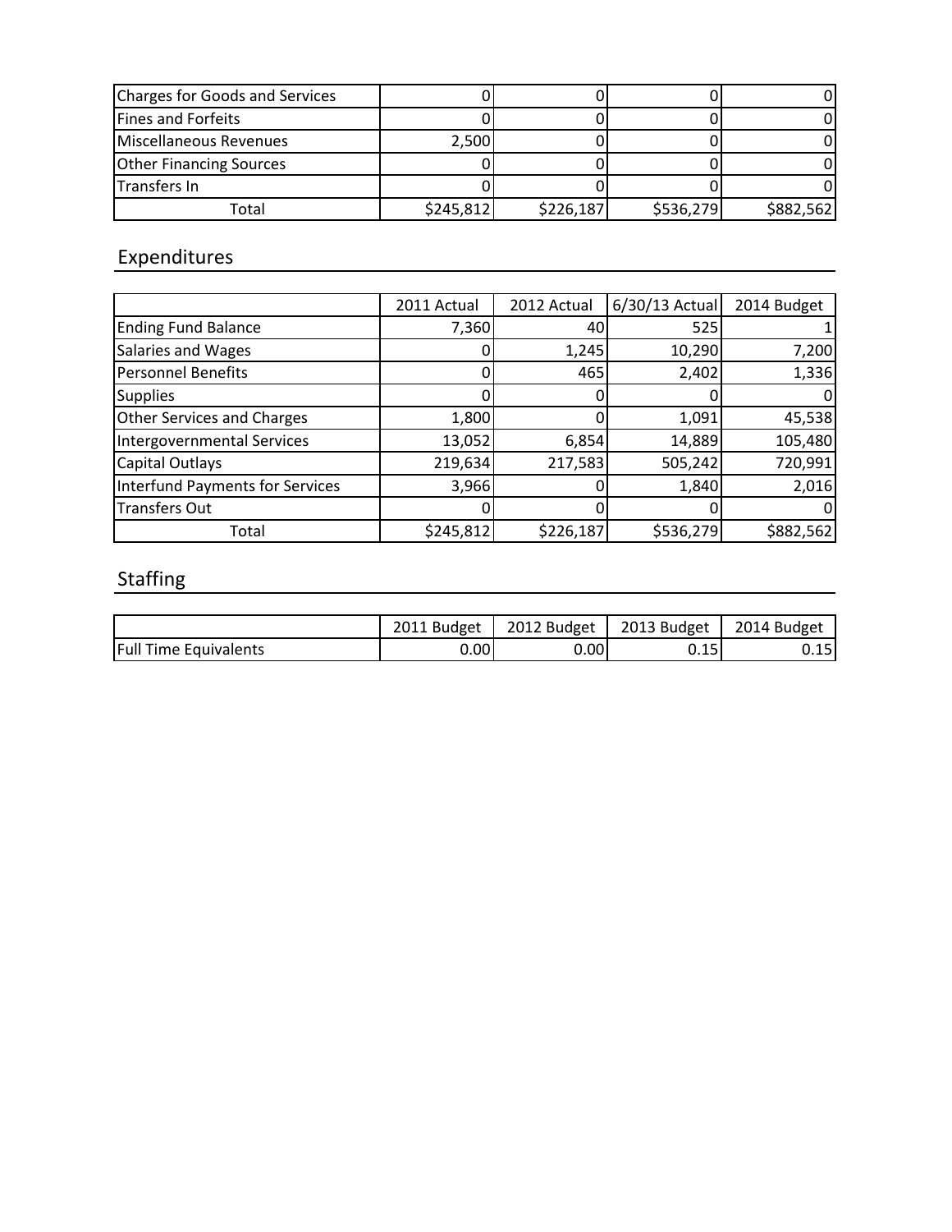| | | | | |
|---|---|---|---|---|
| Charges for Goods and Services | 0 | 0 | 0 | 0 |
| Fines and Forfeits | 0 | 0 | 0 | 0 |
| Miscellaneous Revenues | 2,500 | 0 | 0 | 0 |
| Other Financing Sources | 0 | 0 | 0 | 0 |
| Transfers In | 0 | 0 | 0 | 0 |
| Total | $245,812 | $226,187 | $536,279 | $882,562 |

## Expenditures

| | 2011 Actual | 2012 Actual | 6/30/13 Actual | 2014 Budget |
|---|---|---|---|---|
| Ending Fund Balance | 7,360 | 40 | 525 | 1 |
| Salaries and Wages | 0 | 1,245 | 10,290 | 7,200 |
| Personnel Benefits | 0 | 465 | 2,402 | 1,336 |
| Supplies | 0 | 0 | 0 | 0 |
| Other Services and Charges | 1,800 | 0 | 1,091 | 45,538 |
| Intergovernmental Services | 13,052 | 6,854 | 14,889 | 105,480 |
| Capital Outlays | 219,634 | 217,583 | 505,242 | 720,991 |
| Interfund Payments for Services | 3,966 | 0 | 1,840 | 2,016 |
| Transfers Out | 0 | 0 | 0 | 0 |
| Total | $245,812 | $226,187 | $536,279 | $882,562 |

## Staffing

| | 2011 Budget | 2012 Budget | 2013 Budget | 2014 Budget |
|---|---|---|---|---|
| Full Time Equivalents | 0.00 | 0.00 | 0.15 | 0.15 |